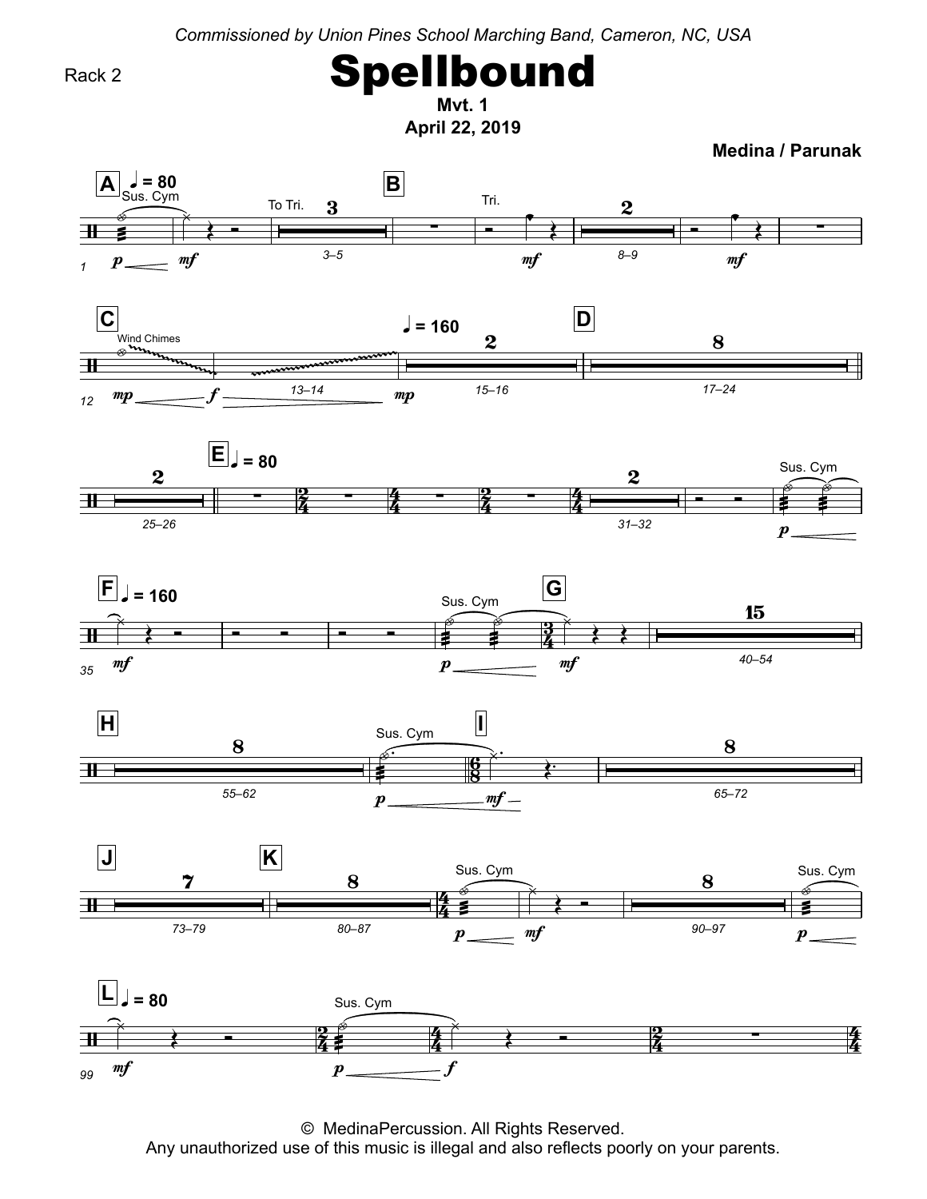*Commissioned by Union Pines School Marching Band, Cameron, NC, USA*

Rack 2

# Spellbound

**Mvt. 1**

**April 22, 2019**

**Medina / Parunak**

© MedinaPercussion. All Rights Reserved.
Any unauthorized use of this music is illegal and also reflects poorly on your parents.